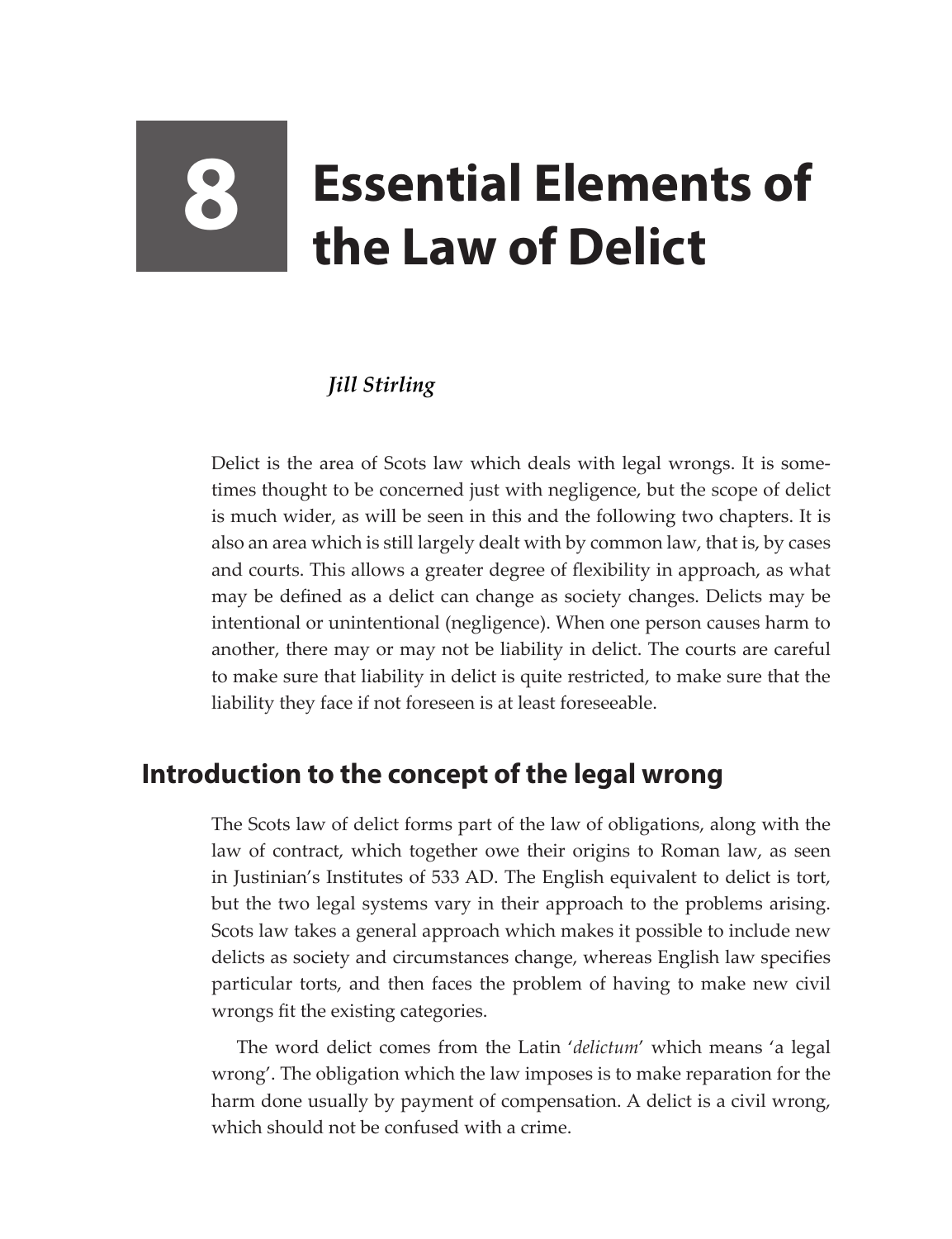# 8 Essential Elements of the Law of Delict

*Jill Stirling*

Delict is the area of Scots law which deals with legal wrongs. It is sometimes thought to be concerned just with negligence, but the scope of delict is much wider, as will be seen in this and the following two chapters. It is also an area which is still largely dealt with by common law, that is, by cases and courts. This allows a greater degree of flexibility in approach, as what may be defined as a delict can change as society changes. Delicts may be intentional or unintentional (negligence). When one person causes harm to another, there may or may not be liability in delict. The courts are careful to make sure that liability in delict is quite restricted, to make sure that the liability they face if not foreseen is at least foreseeable.

## Introduction to the concept of the legal wrong

The Scots law of delict forms part of the law of obligations, along with the law of contract, which together owe their origins to Roman law, as seen in Justinian's Institutes of 533 AD. The English equivalent to delict is tort, but the two legal systems vary in their approach to the problems arising. Scots law takes a general approach which makes it possible to include new delicts as society and circumstances change, whereas English law specifies particular torts, and then faces the problem of having to make new civil wrongs fit the existing categories.

The word delict comes from the Latin '*delictum*' which means 'a legal wrong'. The obligation which the law imposes is to make reparation for the harm done usually by payment of compensation. A delict is a civil wrong, which should not be confused with a crime.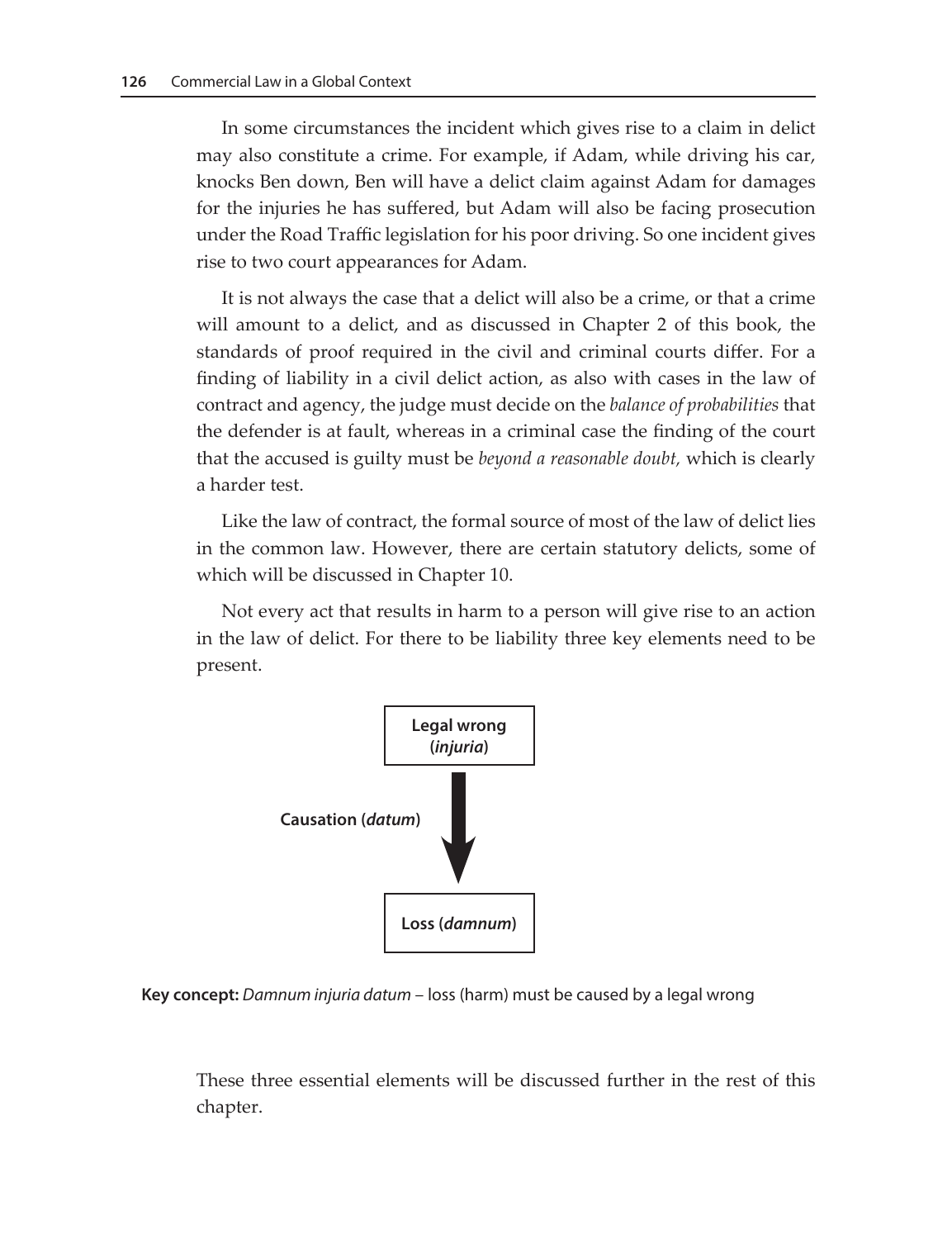In some circumstances the incident which gives rise to a claim in delict may also constitute a crime. For example, if Adam, while driving his car, knocks Ben down, Ben will have a delict claim against Adam for damages for the injuries he has suffered, but Adam will also be facing prosecution under the Road Traffic legislation for his poor driving. So one incident gives rise to two court appearances for Adam.

It is not always the case that a delict will also be a crime, or that a crime will amount to a delict, and as discussed in Chapter 2 of this book, the standards of proof required in the civil and criminal courts differ. For a finding of liability in a civil delict action, as also with cases in the law of contract and agency, the judge must decide on the *balance of probabilities* that the defender is at fault, whereas in a criminal case the finding of the court that the accused is guilty must be *beyond a reasonable doubt,* which is clearly a harder test.

Like the law of contract, the formal source of most of the law of delict lies in the common law. However, there are certain statutory delicts, some of which will be discussed in Chapter 10.

Not every act that results in harm to a person will give rise to an action in the law of delict. For there to be liability three key elements need to be present.

**Legal wrong (*injuria*)**

**Causation (*datum*)** ↓

**Loss (*damnum*)**

**Key concept:** *Damnum injuria datum* – loss (harm) must be caused by a legal wrong

These three essential elements will be discussed further in the rest of this chapter.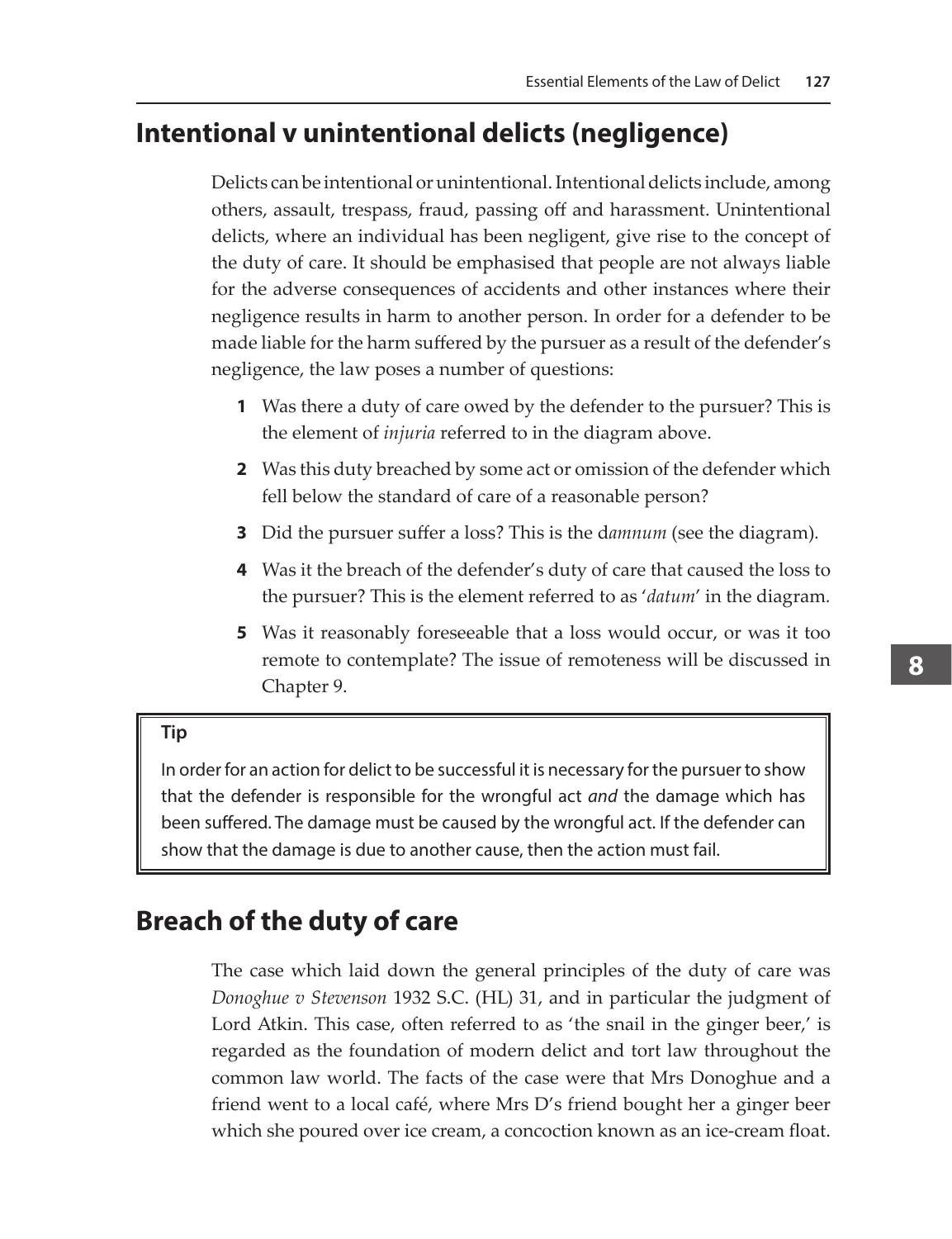## Intentional v unintentional delicts (negligence)

Delicts can be intentional or unintentional. Intentional delicts include, among others, assault, trespass, fraud, passing off and harassment. Unintentional delicts, where an individual has been negligent, give rise to the concept of the duty of care. It should be emphasised that people are not always liable for the adverse consequences of accidents and other instances where their negligence results in harm to another person. In order for a defender to be made liable for the harm suffered by the pursuer as a result of the defender's negligence, the law poses a number of questions:

1. Was there a duty of care owed by the defender to the pursuer? This is the element of *injuria* referred to in the diagram above.
2. Was this duty breached by some act or omission of the defender which fell below the standard of care of a reasonable person?
3. Did the pursuer suffer a loss? This is the d*amnum* (see the diagram).
4. Was it the breach of the defender's duty of care that caused the loss to the pursuer? This is the element referred to as '*datum*' in the diagram.
5. Was it reasonably foreseeable that a loss would occur, or was it too remote to contemplate? The issue of remoteness will be discussed in Chapter 9.

> **Tip**
>
> In order for an action for delict to be successful it is necessary for the pursuer to show that the defender is responsible for the wrongful act *and* the damage which has been suffered. The damage must be caused by the wrongful act. If the defender can show that the damage is due to another cause, then the action must fail.

## Breach of the duty of care

The case which laid down the general principles of the duty of care was *Donoghue v Stevenson* 1932 S.C. (HL) 31, and in particular the judgment of Lord Atkin. This case, often referred to as 'the snail in the ginger beer,' is regarded as the foundation of modern delict and tort law throughout the common law world. The facts of the case were that Mrs Donoghue and a friend went to a local café, where Mrs D's friend bought her a ginger beer which she poured over ice cream, a concoction known as an ice-cream float.